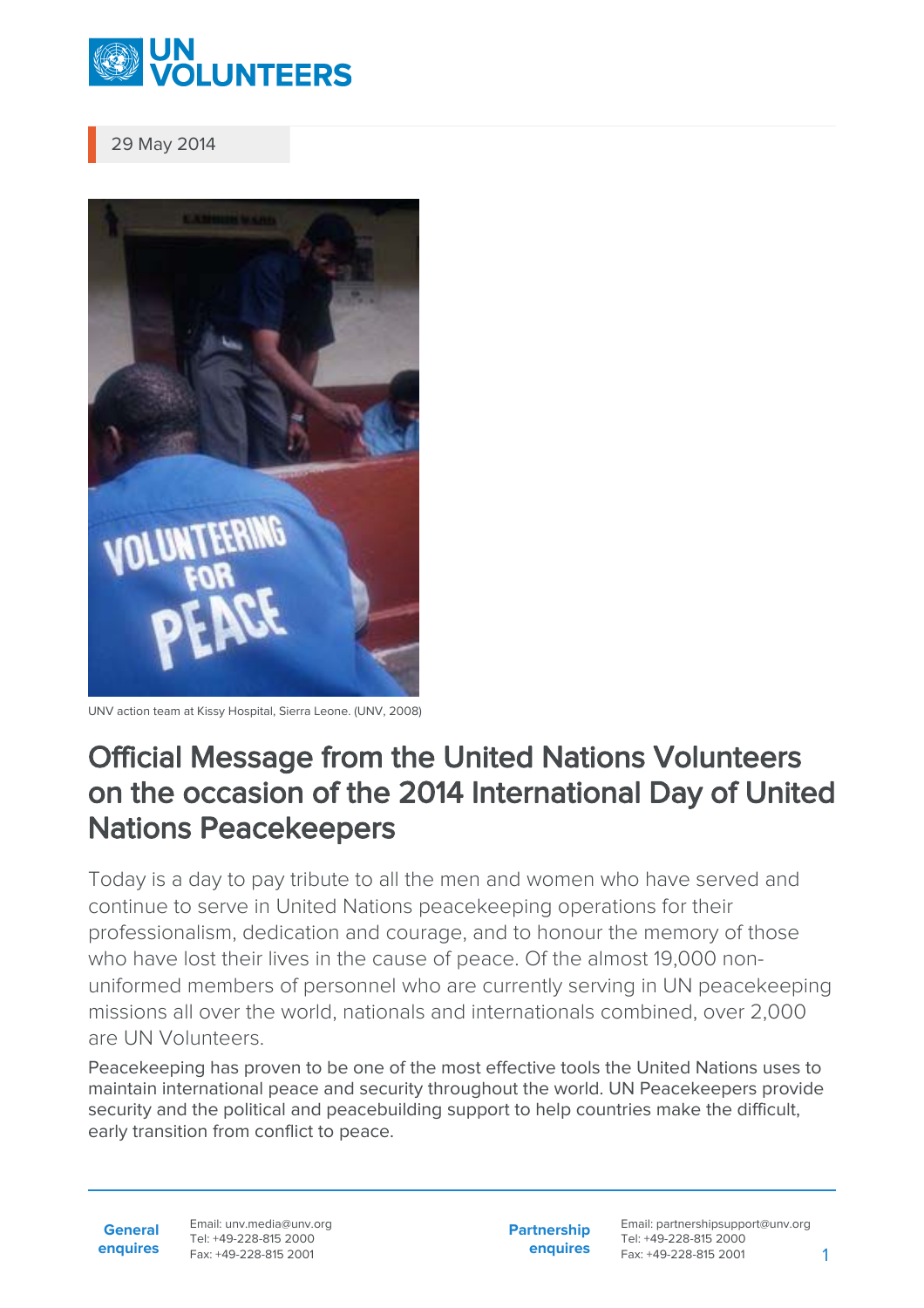29 May 2014

UNV action team at Kissy Hospital, Sierra Leone. (UNV, 2008)

# Official Message from the United Nations Volunteers on the occasion of the 2014 International Day of United Nations Peacekeepers

Today is a day to pay tribute to all the men and women who have served and continue to serve in United Nations peacekeeping operations for their professionalism, dedication and courage, and to honour the memory of those who have lost their lives in the cause of peace. Of the almost 19,000 non-uniformed members of personnel who are currently serving in UN peacekeeping missions all over the world, nationals and internationals combined, over 2,000 are UN Volunteers.

Peacekeeping has proven to be one of the most effective tools the United Nations uses to maintain international peace and security throughout the world. UN Peacekeepers provide security and the political and peacebuilding support to help countries make the difficult, early transition from conflict to peace.

**General enquires**
Email: unv.media@unv.org
Tel: +49-228-815 2000
Fax: +49-228-815 2001

**Partnership enquires**
Email: partnershipsupport@unv.org
Tel: +49-228-815 2000
Fax: +49-228-815 2001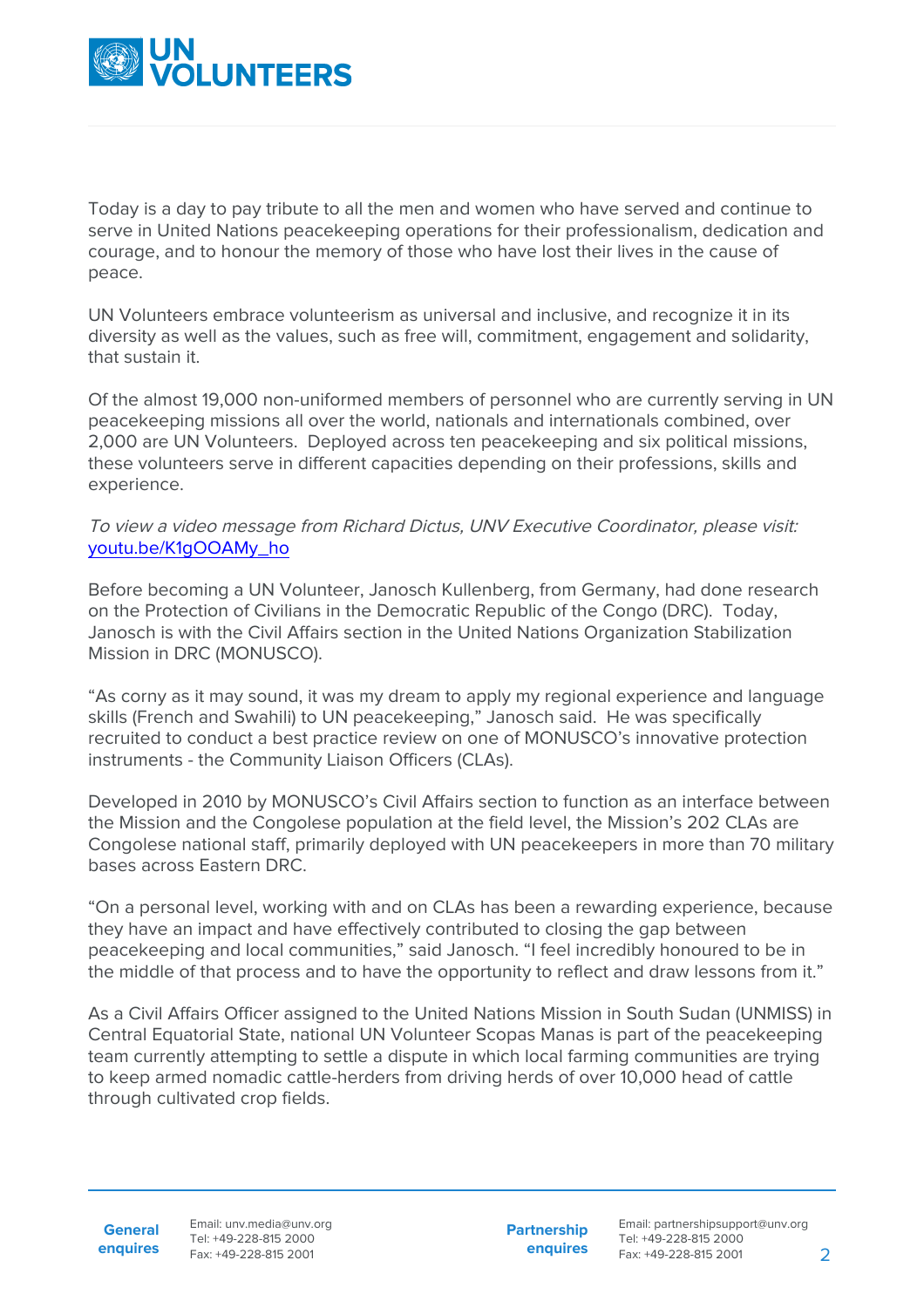Today is a day to pay tribute to all the men and women who have served and continue to serve in United Nations peacekeeping operations for their professionalism, dedication and courage, and to honour the memory of those who have lost their lives in the cause of peace.

UN Volunteers embrace volunteerism as universal and inclusive, and recognize it in its diversity as well as the values, such as free will, commitment, engagement and solidarity, that sustain it.

Of the almost 19,000 non-uniformed members of personnel who are currently serving in UN peacekeeping missions all over the world, nationals and internationals combined, over 2,000 are UN Volunteers. Deployed across ten peacekeeping and six political missions, these volunteers serve in different capacities depending on their professions, skills and experience.

*To view a video message from Richard Dictus, UNV Executive Coordinator, please visit:* [youtu.be/K1gOOAMy_ho](https://youtu.be/K1gOOAMy_ho)

Before becoming a UN Volunteer, Janosch Kullenberg, from Germany, had done research on the Protection of Civilians in the Democratic Republic of the Congo (DRC). Today, Janosch is with the Civil Affairs section in the United Nations Organization Stabilization Mission in DRC (MONUSCO).

"As corny as it may sound, it was my dream to apply my regional experience and language skills (French and Swahili) to UN peacekeeping," Janosch said. He was specifically recruited to conduct a best practice review on one of MONUSCO's innovative protection instruments - the Community Liaison Officers (CLAs).

Developed in 2010 by MONUSCO's Civil Affairs section to function as an interface between the Mission and the Congolese population at the field level, the Mission's 202 CLAs are Congolese national staff, primarily deployed with UN peacekeepers in more than 70 military bases across Eastern DRC.

"On a personal level, working with and on CLAs has been a rewarding experience, because they have an impact and have effectively contributed to closing the gap between peacekeeping and local communities," said Janosch. "I feel incredibly honoured to be in the middle of that process and to have the opportunity to reflect and draw lessons from it."

As a Civil Affairs Officer assigned to the United Nations Mission in South Sudan (UNMISS) in Central Equatorial State, national UN Volunteer Scopas Manas is part of the peacekeeping team currently attempting to settle a dispute in which local farming communities are trying to keep armed nomadic cattle-herders from driving herds of over 10,000 head of cattle through cultivated crop fields.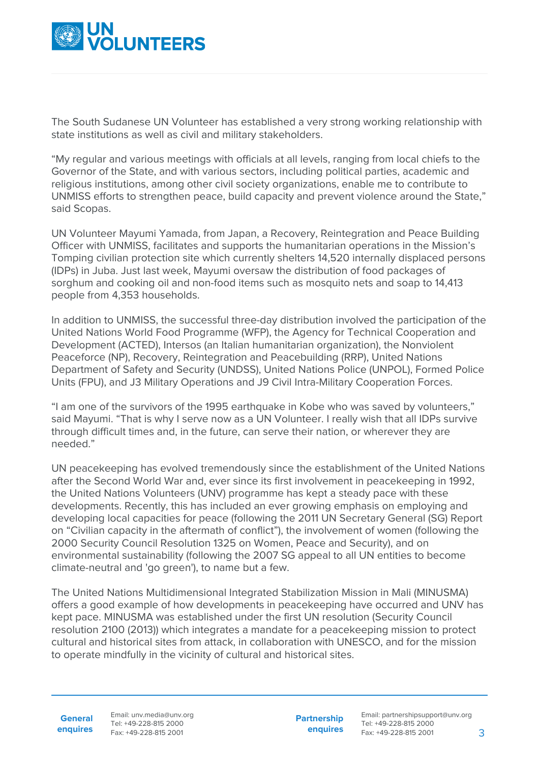The South Sudanese UN Volunteer has established a very strong working relationship with state institutions as well as civil and military stakeholders.

"My regular and various meetings with officials at all levels, ranging from local chiefs to the Governor of the State, and with various sectors, including political parties, academic and religious institutions, among other civil society organizations, enable me to contribute to UNMISS efforts to strengthen peace, build capacity and prevent violence around the State," said Scopas.

UN Volunteer Mayumi Yamada, from Japan, a Recovery, Reintegration and Peace Building Officer with UNMISS, facilitates and supports the humanitarian operations in the Mission's Tomping civilian protection site which currently shelters 14,520 internally displaced persons (IDPs) in Juba. Just last week, Mayumi oversaw the distribution of food packages of sorghum and cooking oil and non-food items such as mosquito nets and soap to 14,413 people from 4,353 households.

In addition to UNMISS, the successful three-day distribution involved the participation of the United Nations World Food Programme (WFP), the Agency for Technical Cooperation and Development (ACTED), Intersos (an Italian humanitarian organization), the Nonviolent Peaceforce (NP), Recovery, Reintegration and Peacebuilding (RRP), United Nations Department of Safety and Security (UNDSS), United Nations Police (UNPOL), Formed Police Units (FPU), and J3 Military Operations and J9 Civil Intra-Military Cooperation Forces.

"I am one of the survivors of the 1995 earthquake in Kobe who was saved by volunteers," said Mayumi. "That is why I serve now as a UN Volunteer. I really wish that all IDPs survive through difficult times and, in the future, can serve their nation, or wherever they are needed."

UN peacekeeping has evolved tremendously since the establishment of the United Nations after the Second World War and, ever since its first involvement in peacekeeping in 1992, the United Nations Volunteers (UNV) programme has kept a steady pace with these developments. Recently, this has included an ever growing emphasis on employing and developing local capacities for peace (following the 2011 UN Secretary General (SG) Report on "Civilian capacity in the aftermath of conflict"), the involvement of women (following the 2000 Security Council Resolution 1325 on Women, Peace and Security), and on environmental sustainability (following the 2007 SG appeal to all UN entities to become climate-neutral and 'go green'), to name but a few.

The United Nations Multidimensional Integrated Stabilization Mission in Mali (MINUSMA) offers a good example of how developments in peacekeeping have occurred and UNV has kept pace. MINUSMA was established under the first UN resolution (Security Council resolution 2100 (2013)) which integrates a mandate for a peacekeeping mission to protect cultural and historical sites from attack, in collaboration with UNESCO, and for the mission to operate mindfully in the vicinity of cultural and historical sites.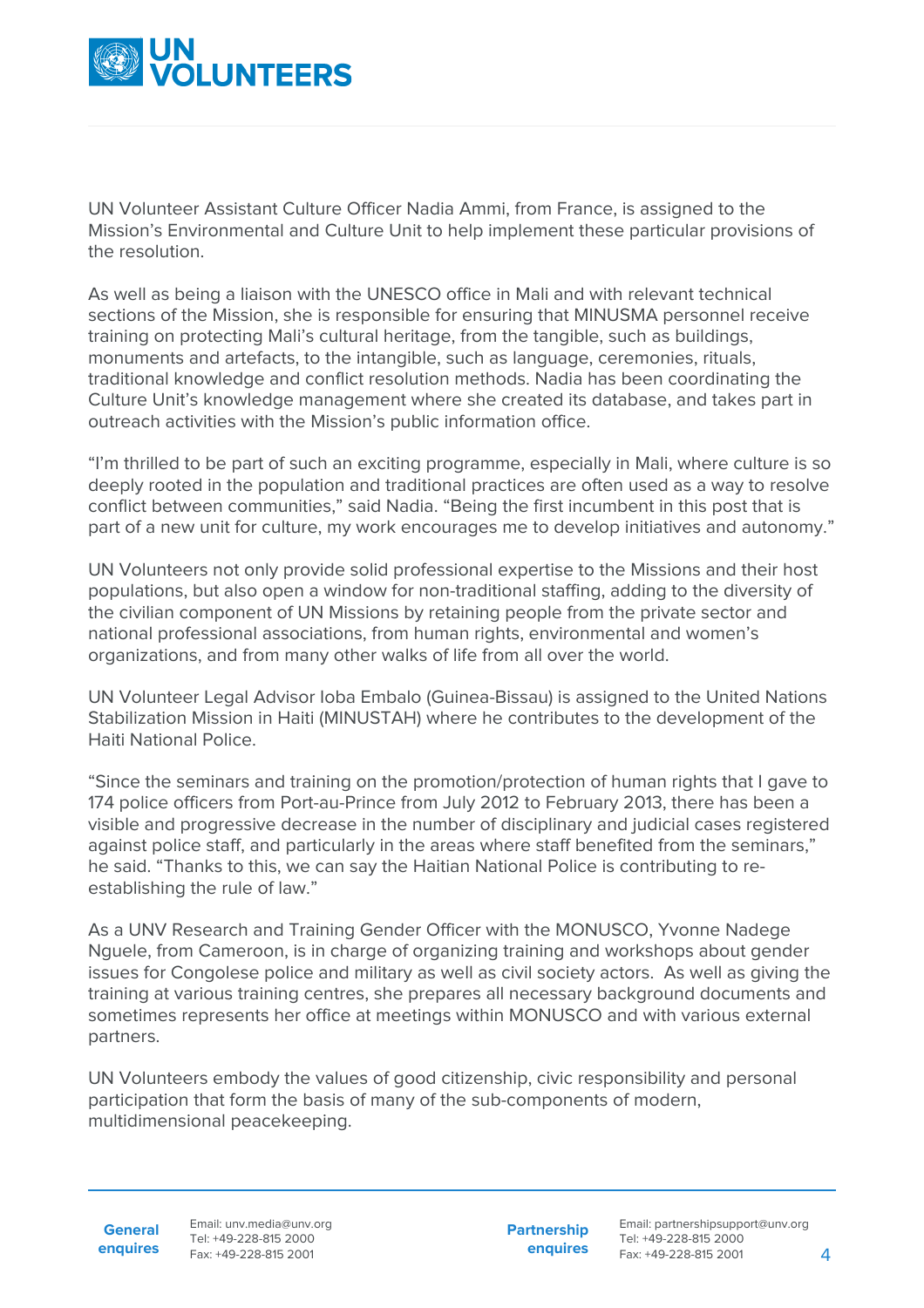UN Volunteer Assistant Culture Officer Nadia Ammi, from France, is assigned to the Mission's Environmental and Culture Unit to help implement these particular provisions of the resolution.

As well as being a liaison with the UNESCO office in Mali and with relevant technical sections of the Mission, she is responsible for ensuring that MINUSMA personnel receive training on protecting Mali's cultural heritage, from the tangible, such as buildings, monuments and artefacts, to the intangible, such as language, ceremonies, rituals, traditional knowledge and conflict resolution methods. Nadia has been coordinating the Culture Unit's knowledge management where she created its database, and takes part in outreach activities with the Mission's public information office.

"I'm thrilled to be part of such an exciting programme, especially in Mali, where culture is so deeply rooted in the population and traditional practices are often used as a way to resolve conflict between communities," said Nadia. "Being the first incumbent in this post that is part of a new unit for culture, my work encourages me to develop initiatives and autonomy."

UN Volunteers not only provide solid professional expertise to the Missions and their host populations, but also open a window for non-traditional staffing, adding to the diversity of the civilian component of UN Missions by retaining people from the private sector and national professional associations, from human rights, environmental and women's organizations, and from many other walks of life from all over the world.

UN Volunteer Legal Advisor Ioba Embalo (Guinea-Bissau) is assigned to the United Nations Stabilization Mission in Haiti (MINUSTAH) where he contributes to the development of the Haiti National Police.

"Since the seminars and training on the promotion/protection of human rights that I gave to 174 police officers from Port-au-Prince from July 2012 to February 2013, there has been a visible and progressive decrease in the number of disciplinary and judicial cases registered against police staff, and particularly in the areas where staff benefited from the seminars," he said. "Thanks to this, we can say the Haitian National Police is contributing to re-establishing the rule of law."

As a UNV Research and Training Gender Officer with the MONUSCO, Yvonne Nadege Nguele, from Cameroon, is in charge of organizing training and workshops about gender issues for Congolese police and military as well as civil society actors. As well as giving the training at various training centres, she prepares all necessary background documents and sometimes represents her office at meetings within MONUSCO and with various external partners.

UN Volunteers embody the values of good citizenship, civic responsibility and personal participation that form the basis of many of the sub-components of modern, multidimensional peacekeeping.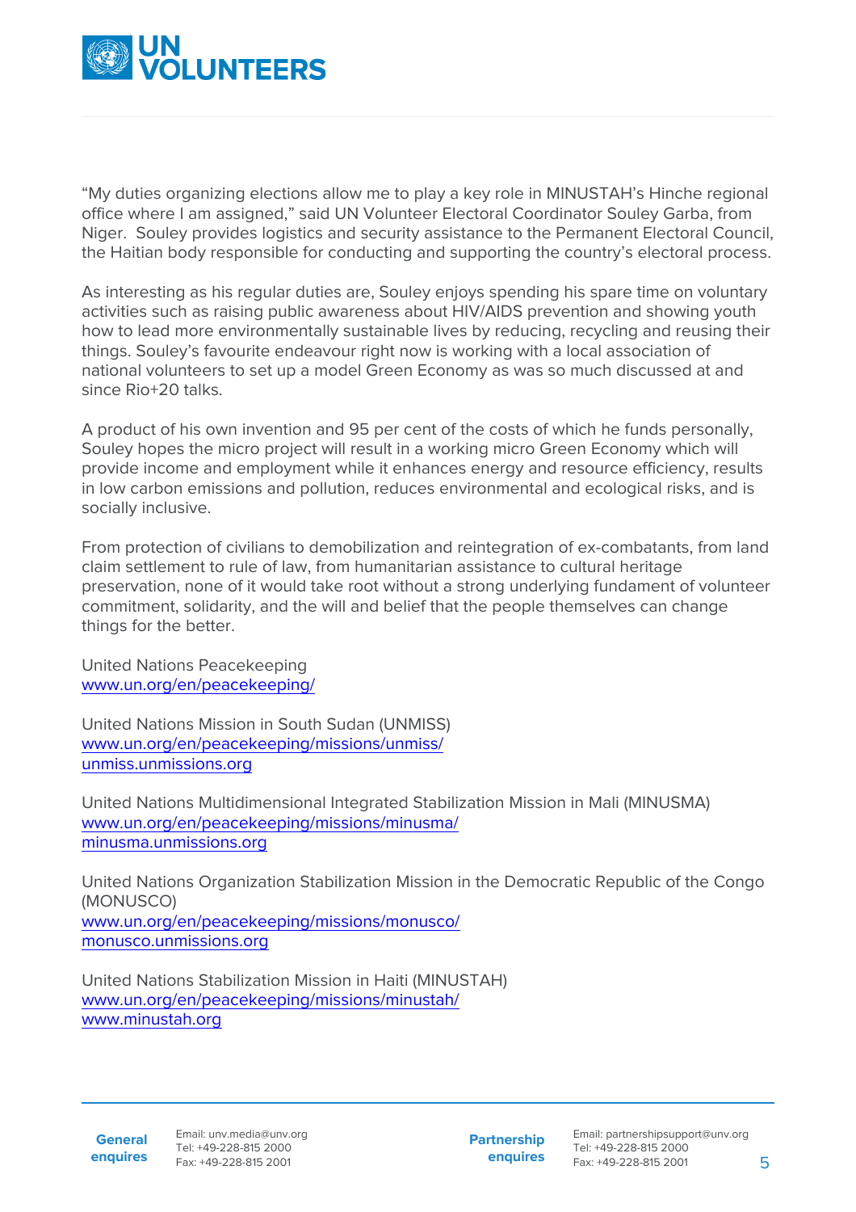"My duties organizing elections allow me to play a key role in MINUSTAH's Hinche regional office where I am assigned," said UN Volunteer Electoral Coordinator Souley Garba, from Niger. Souley provides logistics and security assistance to the Permanent Electoral Council, the Haitian body responsible for conducting and supporting the country's electoral process.

As interesting as his regular duties are, Souley enjoys spending his spare time on voluntary activities such as raising public awareness about HIV/AIDS prevention and showing youth how to lead more environmentally sustainable lives by reducing, recycling and reusing their things. Souley's favourite endeavour right now is working with a local association of national volunteers to set up a model Green Economy as was so much discussed at and since Rio+20 talks.

A product of his own invention and 95 per cent of the costs of which he funds personally, Souley hopes the micro project will result in a working micro Green Economy which will provide income and employment while it enhances energy and resource efficiency, results in low carbon emissions and pollution, reduces environmental and ecological risks, and is socially inclusive.

From protection of civilians to demobilization and reintegration of ex-combatants, from land claim settlement to rule of law, from humanitarian assistance to cultural heritage preservation, none of it would take root without a strong underlying fundament of volunteer commitment, solidarity, and the will and belief that the people themselves can change things for the better.

United Nations Peacekeeping
[www.un.org/en/peacekeeping/](www.un.org/en/peacekeeping/)

United Nations Mission in South Sudan (UNMISS)
[www.un.org/en/peacekeeping/missions/unmiss/](www.un.org/en/peacekeeping/missions/unmiss/)
[unmiss.unmissions.org](unmiss.unmissions.org)

United Nations Multidimensional Integrated Stabilization Mission in Mali (MINUSMA)
[www.un.org/en/peacekeeping/missions/minusma/](www.un.org/en/peacekeeping/missions/minusma/)
[minusma.unmissions.org](minusma.unmissions.org)

United Nations Organization Stabilization Mission in the Democratic Republic of the Congo (MONUSCO)
[www.un.org/en/peacekeeping/missions/monusco/](www.un.org/en/peacekeeping/missions/monusco/)
[monusco.unmissions.org](monusco.unmissions.org)

United Nations Stabilization Mission in Haiti (MINUSTAH)
[www.un.org/en/peacekeeping/missions/minustah/](www.un.org/en/peacekeeping/missions/minustah/)
[www.minustah.org](www.minustah.org)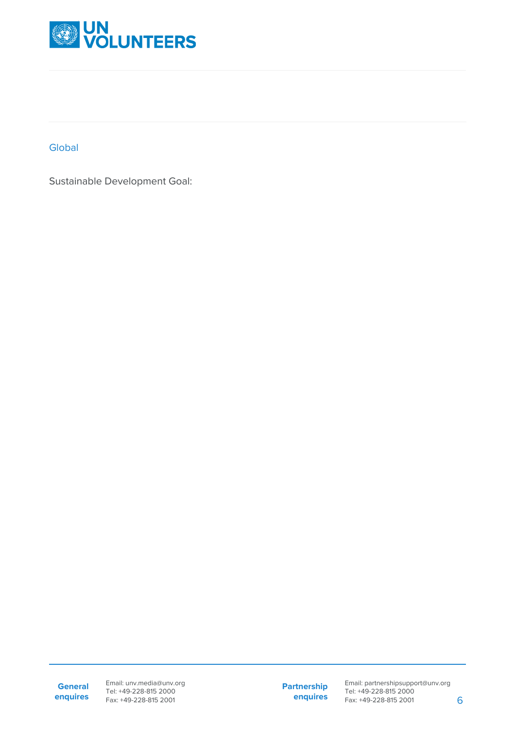Global

Sustainable Development Goal: